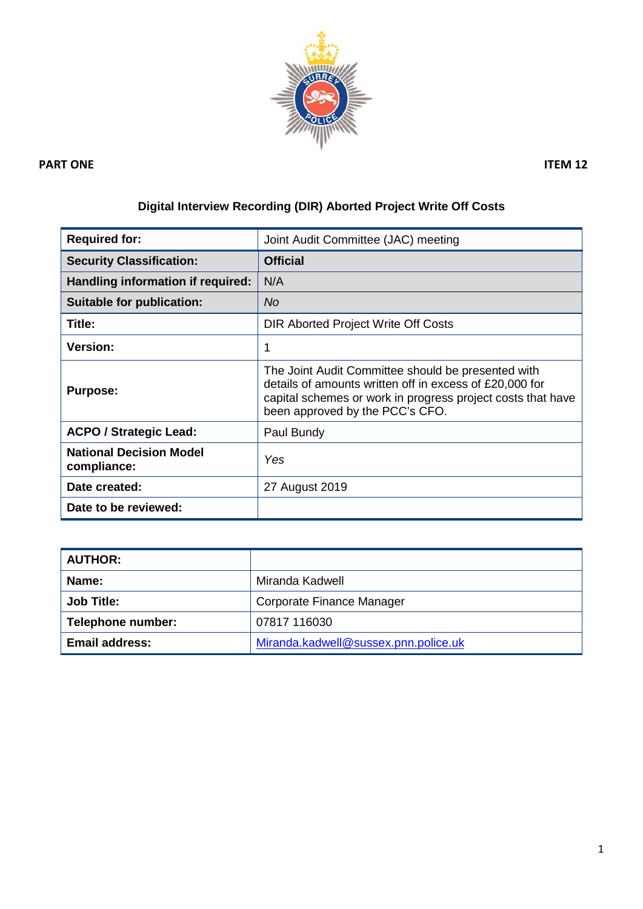**PART ONE** **ITEM 12**

# Digital Interview Recording (DIR) Aborted Project Write Off Costs

| | |
|---|---|
| **Required for:** | Joint Audit Committee (JAC) meeting |
| **Security Classification:** | **Official** |
| **Handling information if required:** | N/A |
| **Suitable for publication:** | *No* |
| **Title:** | DIR Aborted Project Write Off Costs |
| **Version:** | 1 |
| **Purpose:** | The Joint Audit Committee should be presented with details of amounts written off in excess of £20,000 for capital schemes or work in progress project costs that have been approved by the PCC's CFO. |
| **ACPO / Strategic Lead:** | Paul Bundy |
| **National Decision Model compliance:** | *Yes* |
| **Date created:** | 27 August 2019 |
| **Date to be reviewed:** | |

| **AUTHOR:** | |
|---|---|
| **Name:** | Miranda Kadwell |
| **Job Title:** | Corporate Finance Manager |
| **Telephone number:** | 07817 116030 |
| **Email address:** | Miranda.kadwell@sussex.pnn.police.uk |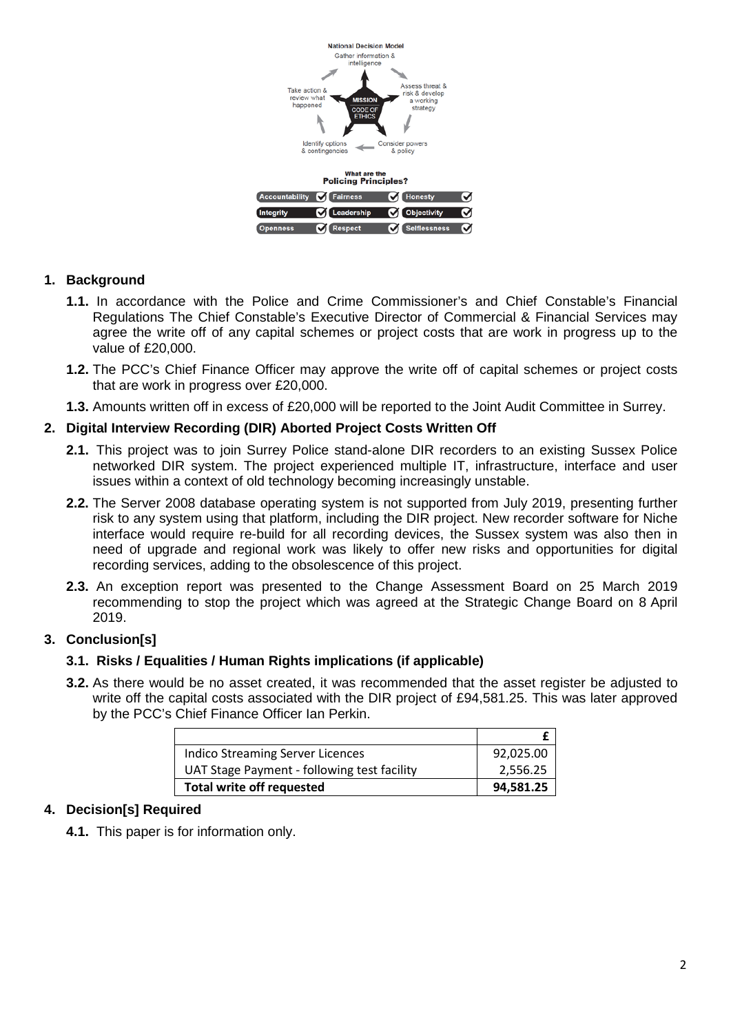National Decision Model

Gather information & intelligence

Assess threat & risk & develop a working strategy

Consider powers & policy

Identify options & contingencies

Take action & review what happened

MISSION

CODE OF ETHICS

What are the Policing Principles?

Accountability Fairness Honesty

Integrity Leadership Objectivity

Openness Respect Selflessness

## 1. Background

**1.1.** In accordance with the Police and Crime Commissioner's and Chief Constable's Financial Regulations The Chief Constable's Executive Director of Commercial & Financial Services may agree the write off of any capital schemes or project costs that are work in progress up to the value of £20,000.

**1.2.** The PCC's Chief Finance Officer may approve the write off of capital schemes or project costs that are work in progress over £20,000.

**1.3.** Amounts written off in excess of £20,000 will be reported to the Joint Audit Committee in Surrey.

## 2. Digital Interview Recording (DIR) Aborted Project Costs Written Off

**2.1.** This project was to join Surrey Police stand-alone DIR recorders to an existing Sussex Police networked DIR system. The project experienced multiple IT, infrastructure, interface and user issues within a context of old technology becoming increasingly unstable.

**2.2.** The Server 2008 database operating system is not supported from July 2019, presenting further risk to any system using that platform, including the DIR project. New recorder software for Niche interface would require re-build for all recording devices, the Sussex system was also then in need of upgrade and regional work was likely to offer new risks and opportunities for digital recording services, adding to the obsolescence of this project.

**2.3.** An exception report was presented to the Change Assessment Board on 25 March 2019 recommending to stop the project which was agreed at the Strategic Change Board on 8 April 2019.

## 3. Conclusion[s]

### 3.1. Risks / Equalities / Human Rights implications (if applicable)

**3.2.** As there would be no asset created, it was recommended that the asset register be adjusted to write off the capital costs associated with the DIR project of £94,581.25. This was later approved by the PCC's Chief Finance Officer Ian Perkin.

| | £ |
|---|---|
| Indico Streaming Server Licences | 92,025.00 |
| UAT Stage Payment - following test facility | 2,556.25 |
| **Total write off requested** | **94,581.25** |

## 4. Decision[s] Required

**4.1.** This paper is for information only.